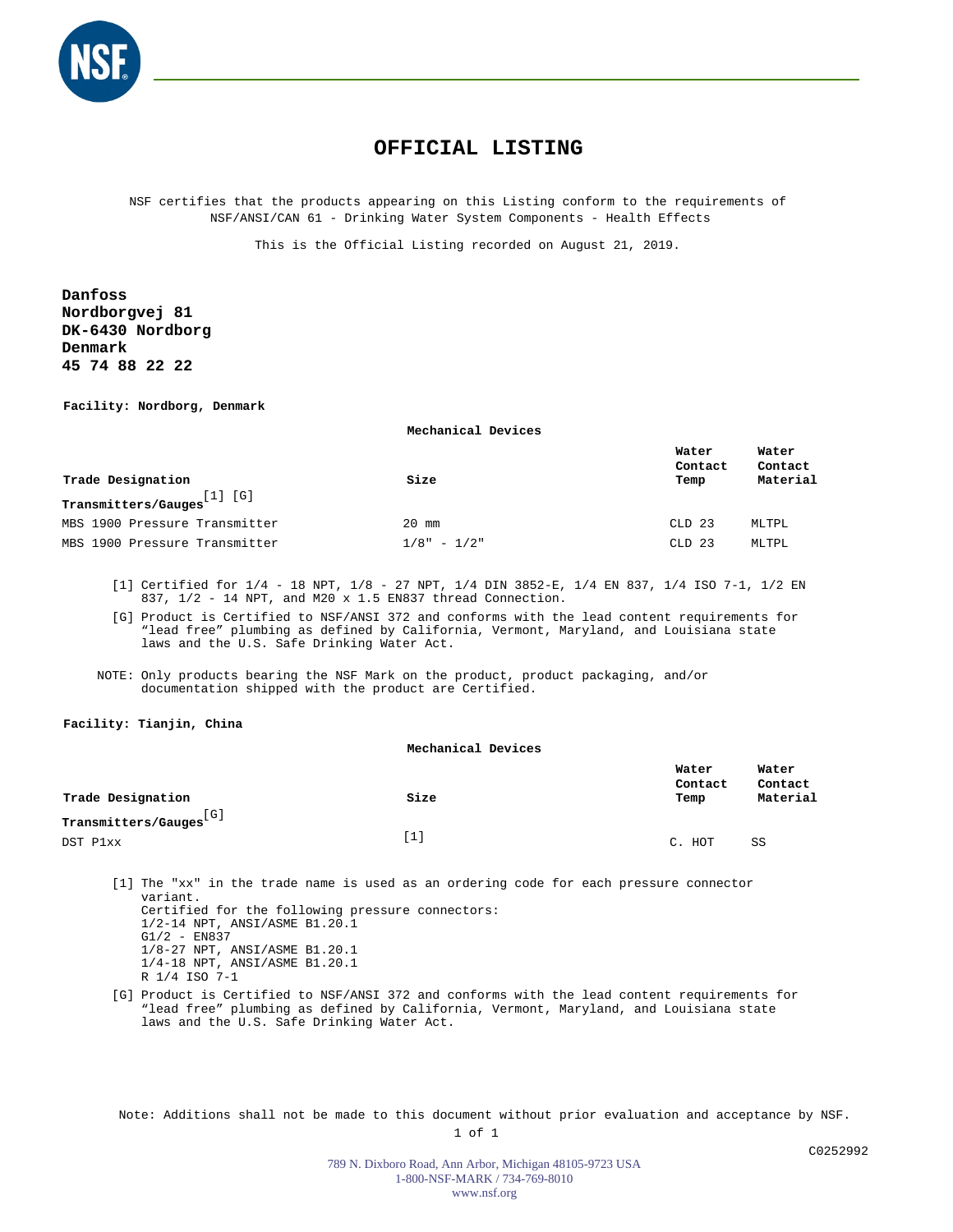# OFFICIAL LISTING

NSF certifies that the products appearing on this Listing conform to the requirements of NSF/ANSI/CAN 61 - Drinking Water System Components - Health Effects

This is the Official Listing recorded on August 21, 2019.

**Danfoss**
**Nordborgvej 81**
**DK-6430 Nordborg**
**Denmark**
**45 74 88 22 22**

**Facility: Nordborg, Denmark**

**Mechanical Devices**

| Trade Designation | Size | Water Contact Temp | Water Contact Material |
|---|---|---|---|
| **Transmitters/Gauges** [1] [G] | | | |
| MBS 1900 Pressure Transmitter | 20 mm | CLD 23 | MLTPL |
| MBS 1900 Pressure Transmitter | 1/8" - 1/2" | CLD 23 | MLTPL |

[1] Certified for 1/4 - 18 NPT, 1/8 - 27 NPT, 1/4 DIN 3852-E, 1/4 EN 837, 1/4 ISO 7-1, 1/2 EN 837, 1/2 - 14 NPT, and M20 x 1.5 EN837 thread Connection.

[G] Product is Certified to NSF/ANSI 372 and conforms with the lead content requirements for "lead free" plumbing as defined by California, Vermont, Maryland, and Louisiana state laws and the U.S. Safe Drinking Water Act.

NOTE: Only products bearing the NSF Mark on the product, product packaging, and/or documentation shipped with the product are Certified.

**Facility: Tianjin, China**

**Mechanical Devices**

| Trade Designation | Size | Water Contact Temp | Water Contact Material |
|---|---|---|---|
| **Transmitters/Gauges** [G] | | | |
| DST P1xx | [1] | C. HOT | SS |

[1] The "xx" in the trade name is used as an ordering code for each pressure connector variant.
Certified for the following pressure connectors:
1/2-14 NPT, ANSI/ASME B1.20.1
G1/2 - EN837
1/8-27 NPT, ANSI/ASME B1.20.1
1/4-18 NPT, ANSI/ASME B1.20.1
R 1/4 ISO 7-1

[G] Product is Certified to NSF/ANSI 372 and conforms with the lead content requirements for "lead free" plumbing as defined by California, Vermont, Maryland, and Louisiana state laws and the U.S. Safe Drinking Water Act.

Note: Additions shall not be made to this document without prior evaluation and acceptance by NSF.

C0252992

789 N. Dixboro Road, Ann Arbor, Michigan 48105-9723 USA
1-800-NSF-MARK / 734-769-8010
www.nsf.org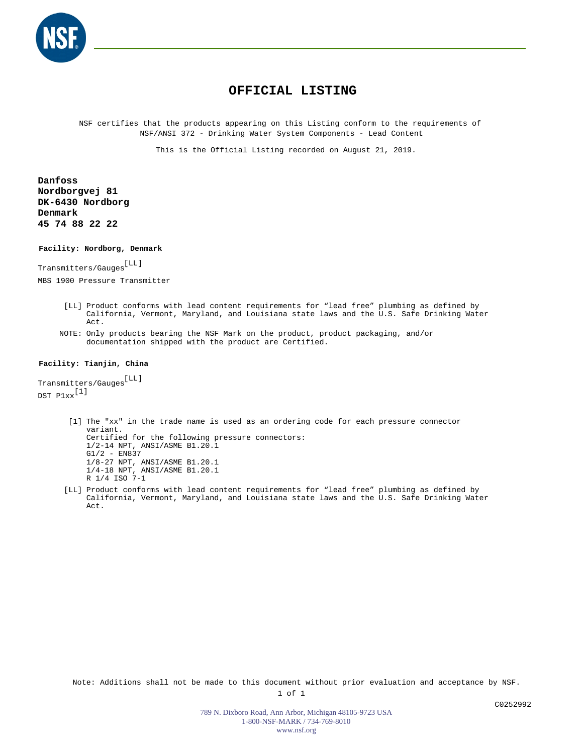# OFFICIAL LISTING

NSF certifies that the products appearing on this Listing conform to the requirements of NSF/ANSI 372 - Drinking Water System Components - Lead Content

This is the Official Listing recorded on August 21, 2019.

**Danfoss**
**Nordborgvej 81**
**DK-6430 Nordborg**
**Denmark**
**45 74 88 22 22**

**Facility: Nordborg, Denmark**

Transmitters/Gauges[LL]

MBS 1900 Pressure Transmitter

[LL] Product conforms with lead content requirements for "lead free" plumbing as defined by California, Vermont, Maryland, and Louisiana state laws and the U.S. Safe Drinking Water Act.

NOTE: Only products bearing the NSF Mark on the product, product packaging, and/or documentation shipped with the product are Certified.

**Facility: Tianjin, China**

Transmitters/Gauges[LL]

DST P1xx[1]

[1] The "xx" in the trade name is used as an ordering code for each pressure connector variant.
Certified for the following pressure connectors:
1/2-14 NPT, ANSI/ASME B1.20.1
G1/2 - EN837
1/8-27 NPT, ANSI/ASME B1.20.1
1/4-18 NPT, ANSI/ASME B1.20.1
R 1/4 ISO 7-1

[LL] Product conforms with lead content requirements for "lead free" plumbing as defined by California, Vermont, Maryland, and Louisiana state laws and the U.S. Safe Drinking Water Act.

Note: Additions shall not be made to this document without prior evaluation and acceptance by NSF.

C0252992

789 N. Dixboro Road, Ann Arbor, Michigan 48105-9723 USA
1-800-NSF-MARK / 734-769-8010
www.nsf.org